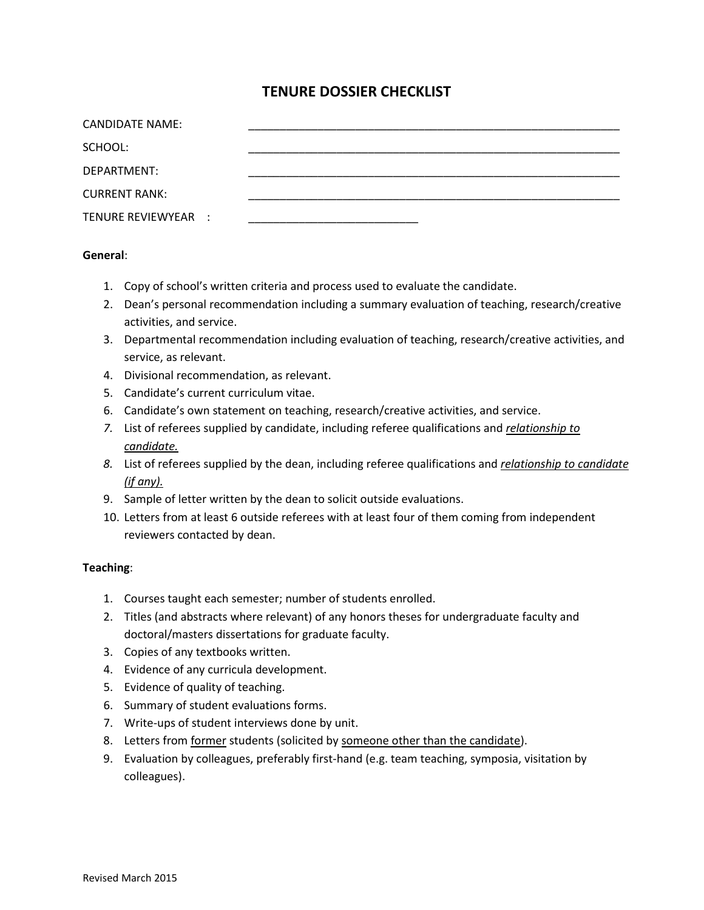# TENURE DOSSIER CHECKLIST

CANDIDATE NAME: ____________________________________________________________

SCHOOL: ____________________________________________________________

DEPARTMENT: ____________________________________________________________

CURRENT RANK: ____________________________________________________________

TENURE REVIEWYEAR : ___________________________

**General**:

1. Copy of school's written criteria and process used to evaluate the candidate.
2. Dean's personal recommendation including a summary evaluation of teaching, research/creative activities, and service.
3. Departmental recommendation including evaluation of teaching, research/creative activities, and service, as relevant.
4. Divisional recommendation, as relevant.
5. Candidate's current curriculum vitae.
6. Candidate's own statement on teaching, research/creative activities, and service.
7. List of referees supplied by candidate, including referee qualifications and <u>*relationship to candidate.*</u>
8. List of referees supplied by the dean, including referee qualifications and <u>*relationship to candidate (if any).*</u>
9. Sample of letter written by the dean to solicit outside evaluations.
10. Letters from at least 6 outside referees with at least four of them coming from independent reviewers contacted by dean.

**Teaching**:

1. Courses taught each semester; number of students enrolled.
2. Titles (and abstracts where relevant) of any honors theses for undergraduate faculty and doctoral/masters dissertations for graduate faculty.
3. Copies of any textbooks written.
4. Evidence of any curricula development.
5. Evidence of quality of teaching.
6. Summary of student evaluations forms.
7. Write-ups of student interviews done by unit.
8. Letters from <u>former</u> students (solicited by <u>someone other than the candidate</u>).
9. Evaluation by colleagues, preferably first-hand (e.g. team teaching, symposia, visitation by colleagues).

Revised March 2015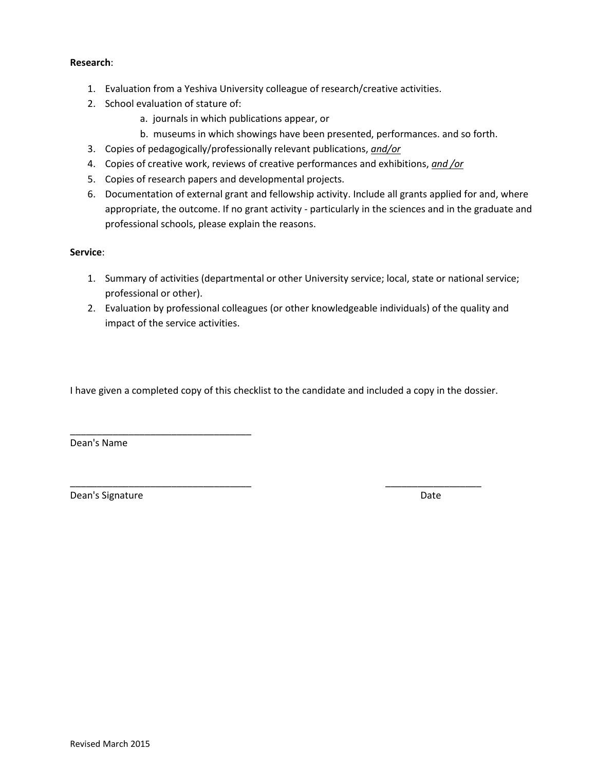**Research**:

1. Evaluation from a Yeshiva University colleague of research/creative activities.
2. School evaluation of stature of:
   a. journals in which publications appear, or
   b. museums in which showings have been presented, performances. and so forth.
3. Copies of pedagogically/professionally relevant publications, ***and/or***
4. Copies of creative work, reviews of creative performances and exhibitions, ***and /or***
5. Copies of research papers and developmental projects.
6. Documentation of external grant and fellowship activity. Include all grants applied for and, where appropriate, the outcome. If no grant activity - particularly in the sciences and in the graduate and professional schools, please explain the reasons.

**Service**:

1. Summary of activities (departmental or other University service; local, state or national service; professional or other).
2. Evaluation by professional colleagues (or other knowledgeable individuals) of the quality and impact of the service activities.

I have given a completed copy of this checklist to the candidate and included a copy in the dossier.

___________________________________
Dean's Name

___________________________________ __________________
Dean's Signature Date

Revised March 2015